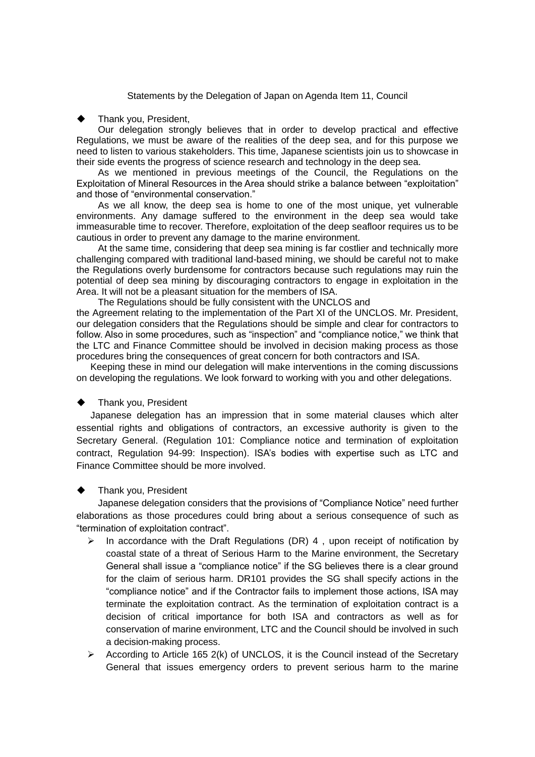Statements by the Delegation of Japan on Agenda Item 11, Council

- Thank you, President,

Our delegation strongly believes that in order to develop practical and effective Regulations, we must be aware of the realities of the deep sea, and for this purpose we need to listen to various stakeholders. This time, Japanese scientists join us to showcase in their side events the progress of science research and technology in the deep sea.

As we mentioned in previous meetings of the Council, the Regulations on the Exploitation of Mineral Resources in the Area should strike a balance between "exploitation" and those of "environmental conservation."

As we all know, the deep sea is home to one of the most unique, yet vulnerable environments. Any damage suffered to the environment in the deep sea would take immeasurable time to recover. Therefore, exploitation of the deep seafloor requires us to be cautious in order to prevent any damage to the marine environment.

At the same time, considering that deep sea mining is far costlier and technically more challenging compared with traditional land-based mining, we should be careful not to make the Regulations overly burdensome for contractors because such regulations may ruin the potential of deep sea mining by discouraging contractors to engage in exploitation in the Area. It will not be a pleasant situation for the members of ISA.

The Regulations should be fully consistent with the UNCLOS and the Agreement relating to the implementation of the Part XI of the UNCLOS. Mr. President, our delegation considers that the Regulations should be simple and clear for contractors to follow. Also in some procedures, such as "inspection" and "compliance notice," we think that the LTC and Finance Committee should be involved in decision making process as those procedures bring the consequences of great concern for both contractors and ISA.

Keeping these in mind our delegation will make interventions in the coming discussions on developing the regulations. We look forward to working with you and other delegations.

- Thank you, President

Japanese delegation has an impression that in some material clauses which alter essential rights and obligations of contractors, an excessive authority is given to the Secretary General. (Regulation 101: Compliance notice and termination of exploitation contract, Regulation 94-99: Inspection). ISA's bodies with expertise such as LTC and Finance Committee should be more involved.

- Thank you, President

Japanese delegation considers that the provisions of "Compliance Notice" need further elaborations as those procedures could bring about a serious consequence of such as "termination of exploitation contract".

  - In accordance with the Draft Regulations (DR) 4 , upon receipt of notification by coastal state of a threat of Serious Harm to the Marine environment, the Secretary General shall issue a "compliance notice" if the SG believes there is a clear ground for the claim of serious harm. DR101 provides the SG shall specify actions in the "compliance notice" and if the Contractor fails to implement those actions, ISA may terminate the exploitation contract. As the termination of exploitation contract is a decision of critical importance for both ISA and contractors as well as for conservation of marine environment, LTC and the Council should be involved in such a decision-making process.
  - According to Article 165 2(k) of UNCLOS, it is the Council instead of the Secretary General that issues emergency orders to prevent serious harm to the marine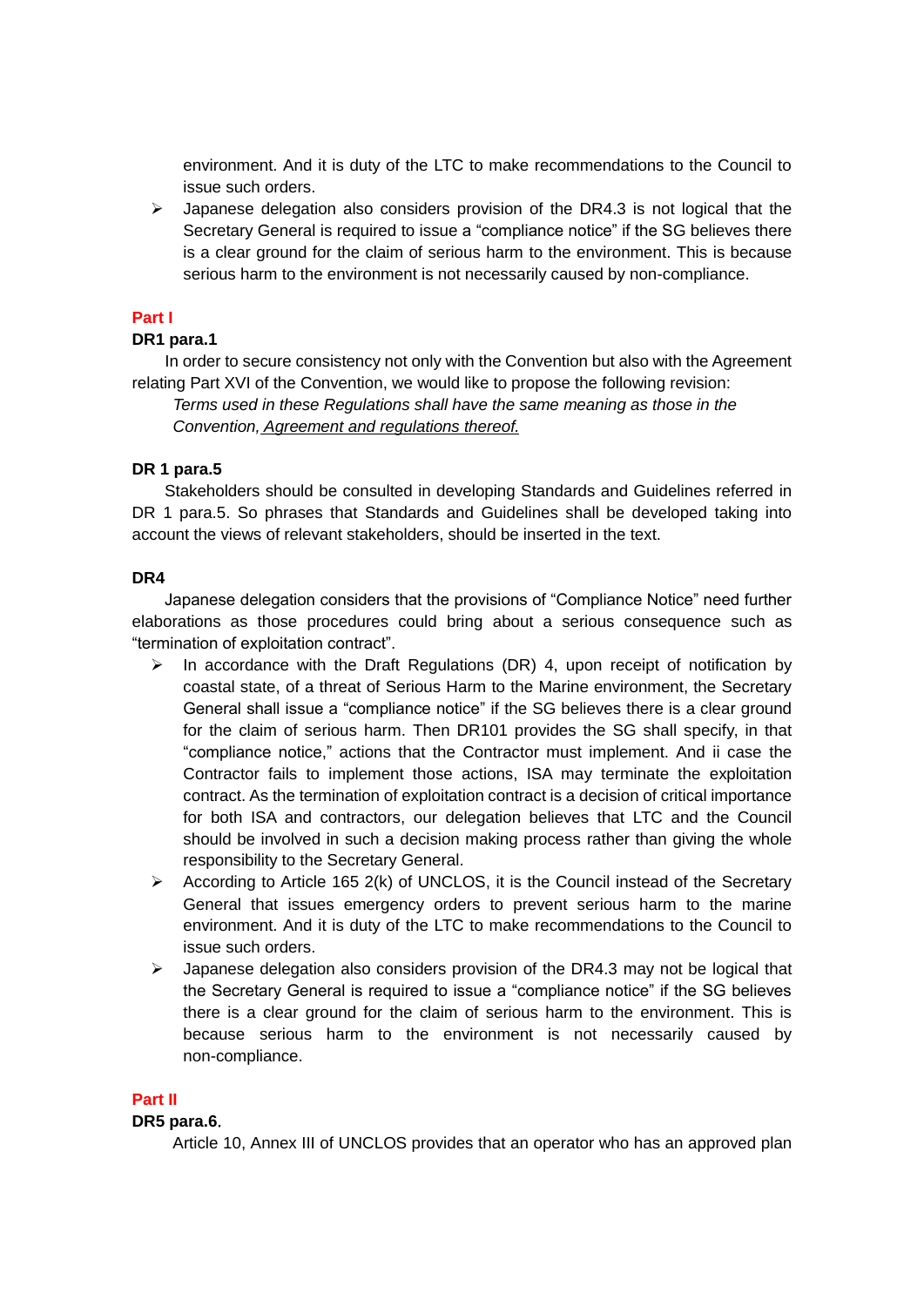environment. And it is duty of the LTC to make recommendations to the Council to issue such orders.

- Japanese delegation also considers provision of the DR4.3 is not logical that the Secretary General is required to issue a “compliance notice” if the SG believes there is a clear ground for the claim of serious harm to the environment. This is because serious harm to the environment is not necessarily caused by non-compliance.

## Part I

**DR1 para.1**

In order to secure consistency not only with the Convention but also with the Agreement relating Part XVI of the Convention, we would like to propose the following revision:

*Terms used in these Regulations shall have the same meaning as those in the Convention, <u>Agreement and regulations thereof.</u>*

**DR 1 para.5**

Stakeholders should be consulted in developing Standards and Guidelines referred in DR 1 para.5. So phrases that Standards and Guidelines shall be developed taking into account the views of relevant stakeholders, should be inserted in the text.

**DR4**

Japanese delegation considers that the provisions of “Compliance Notice” need further elaborations as those procedures could bring about a serious consequence such as “termination of exploitation contract”.

- In accordance with the Draft Regulations (DR) 4, upon receipt of notification by coastal state, of a threat of Serious Harm to the Marine environment, the Secretary General shall issue a “compliance notice” if the SG believes there is a clear ground for the claim of serious harm. Then DR101 provides the SG shall specify, in that “compliance notice,” actions that the Contractor must implement. And ii case the Contractor fails to implement those actions, ISA may terminate the exploitation contract. As the termination of exploitation contract is a decision of critical importance for both ISA and contractors, our delegation believes that LTC and the Council should be involved in such a decision making process rather than giving the whole responsibility to the Secretary General.
- According to Article 165 2(k) of UNCLOS, it is the Council instead of the Secretary General that issues emergency orders to prevent serious harm to the marine environment. And it is duty of the LTC to make recommendations to the Council to issue such orders.
- Japanese delegation also considers provision of the DR4.3 may not be logical that the Secretary General is required to issue a “compliance notice” if the SG believes there is a clear ground for the claim of serious harm to the environment. This is because serious harm to the environment is not necessarily caused by non-compliance.

## Part II

**DR5 para.6**.

Article 10, Annex III of UNCLOS provides that an operator who has an approved plan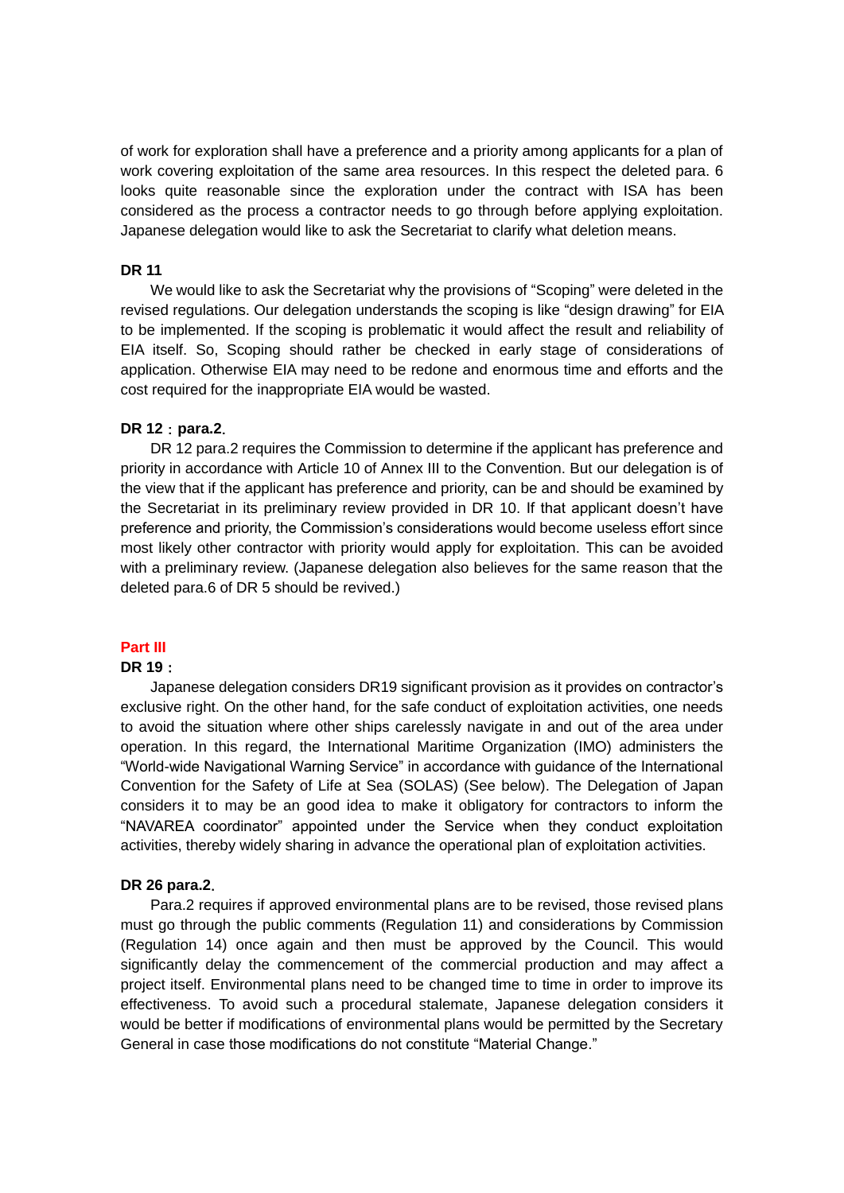of work for exploration shall have a preference and a priority among applicants for a plan of work covering exploitation of the same area resources. In this respect the deleted para. 6 looks quite reasonable since the exploration under the contract with ISA has been considered as the process a contractor needs to go through before applying exploitation. Japanese delegation would like to ask the Secretariat to clarify what deletion means.

**DR 11**

We would like to ask the Secretariat why the provisions of "Scoping" were deleted in the revised regulations. Our delegation understands the scoping is like "design drawing" for EIA to be implemented. If the scoping is problematic it would affect the result and reliability of EIA itself. So, Scoping should rather be checked in early stage of considerations of application. Otherwise EIA may need to be redone and enormous time and efforts and the cost required for the inappropriate EIA would be wasted.

**DR 12：para.2.**

DR 12 para.2 requires the Commission to determine if the applicant has preference and priority in accordance with Article 10 of Annex III to the Convention. But our delegation is of the view that if the applicant has preference and priority, can be and should be examined by the Secretariat in its preliminary review provided in DR 10. If that applicant doesn't have preference and priority, the Commission's considerations would become useless effort since most likely other contractor with priority would apply for exploitation. This can be avoided with a preliminary review. (Japanese delegation also believes for the same reason that the deleted para.6 of DR 5 should be revived.)

## Part III

**DR 19：**

Japanese delegation considers DR19 significant provision as it provides on contractor's exclusive right. On the other hand, for the safe conduct of exploitation activities, one needs to avoid the situation where other ships carelessly navigate in and out of the area under operation. In this regard, the International Maritime Organization (IMO) administers the "World-wide Navigational Warning Service" in accordance with guidance of the International Convention for the Safety of Life at Sea (SOLAS) (See below). The Delegation of Japan considers it to may be an good idea to make it obligatory for contractors to inform the "NAVAREA coordinator" appointed under the Service when they conduct exploitation activities, thereby widely sharing in advance the operational plan of exploitation activities.

**DR 26 para.2.**

Para.2 requires if approved environmental plans are to be revised, those revised plans must go through the public comments (Regulation 11) and considerations by Commission (Regulation 14) once again and then must be approved by the Council. This would significantly delay the commencement of the commercial production and may affect a project itself. Environmental plans need to be changed time to time in order to improve its effectiveness. To avoid such a procedural stalemate, Japanese delegation considers it would be better if modifications of environmental plans would be permitted by the Secretary General in case those modifications do not constitute "Material Change."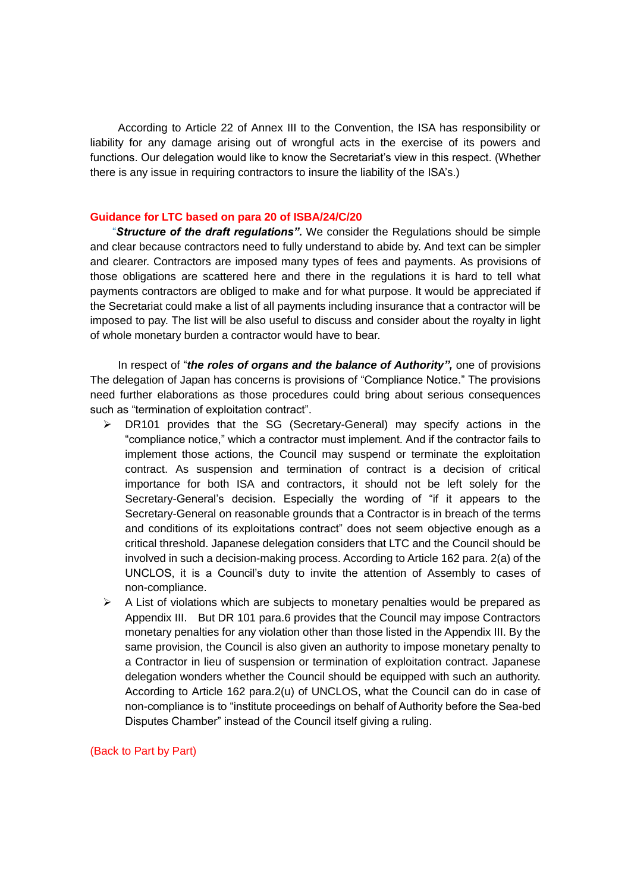According to Article 22 of Annex III to the Convention, the ISA has responsibility or liability for any damage arising out of wrongful acts in the exercise of its powers and functions. Our delegation would like to know the Secretariat's view in this respect. (Whether there is any issue in requiring contractors to insure the liability of the ISA's.)

**Guidance for LTC based on para 20 of ISBA/24/C/20**

"***Structure of the draft regulations".*** We consider the Regulations should be simple and clear because contractors need to fully understand to abide by. And text can be simpler and clearer. Contractors are imposed many types of fees and payments. As provisions of those obligations are scattered here and there in the regulations it is hard to tell what payments contractors are obliged to make and for what purpose. It would be appreciated if the Secretariat could make a list of all payments including insurance that a contractor will be imposed to pay. The list will be also useful to discuss and consider about the royalty in light of whole monetary burden a contractor would have to bear.

In respect of "***the roles of organs and the balance of Authority",*** one of provisions The delegation of Japan has concerns is provisions of "Compliance Notice." The provisions need further elaborations as those procedures could bring about serious consequences such as "termination of exploitation contract".

- DR101 provides that the SG (Secretary-General) may specify actions in the "compliance notice," which a contractor must implement. And if the contractor fails to implement those actions, the Council may suspend or terminate the exploitation contract. As suspension and termination of contract is a decision of critical importance for both ISA and contractors, it should not be left solely for the Secretary-General's decision. Especially the wording of "if it appears to the Secretary-General on reasonable grounds that a Contractor is in breach of the terms and conditions of its exploitations contract" does not seem objective enough as a critical threshold. Japanese delegation considers that LTC and the Council should be involved in such a decision-making process. According to Article 162 para. 2(a) of the UNCLOS, it is a Council's duty to invite the attention of Assembly to cases of non-compliance.
- A List of violations which are subjects to monetary penalties would be prepared as Appendix III. But DR 101 para.6 provides that the Council may impose Contractors monetary penalties for any violation other than those listed in the Appendix III. By the same provision, the Council is also given an authority to impose monetary penalty to a Contractor in lieu of suspension or termination of exploitation contract. Japanese delegation wonders whether the Council should be equipped with such an authority. According to Article 162 para.2(u) of UNCLOS, what the Council can do in case of non-compliance is to "institute proceedings on behalf of Authority before the Sea-bed Disputes Chamber" instead of the Council itself giving a ruling.

(Back to Part by Part)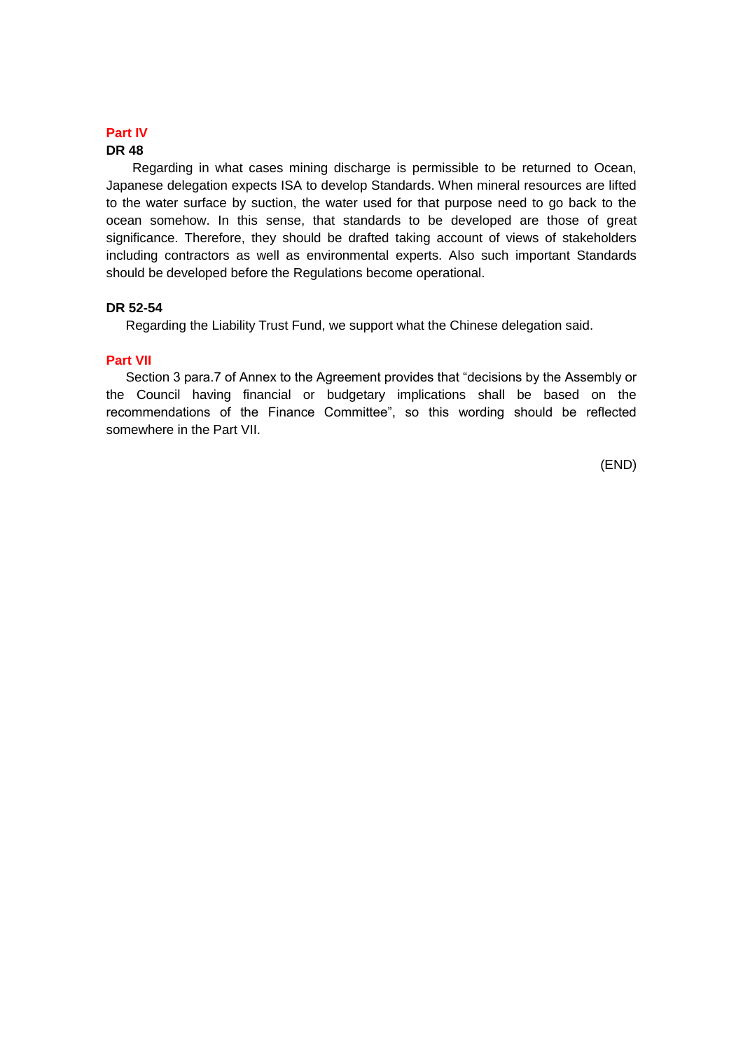## Part IV

### DR 48

Regarding in what cases mining discharge is permissible to be returned to Ocean, Japanese delegation expects ISA to develop Standards. When mineral resources are lifted to the water surface by suction, the water used for that purpose need to go back to the ocean somehow. In this sense, that standards to be developed are those of great significance. Therefore, they should be drafted taking account of views of stakeholders including contractors as well as environmental experts. Also such important Standards should be developed before the Regulations become operational.

### DR 52-54

Regarding the Liability Trust Fund, we support what the Chinese delegation said.

## Part VII

Section 3 para.7 of Annex to the Agreement provides that "decisions by the Assembly or the Council having financial or budgetary implications shall be based on the recommendations of the Finance Committee", so this wording should be reflected somewhere in the Part VII.

(END)